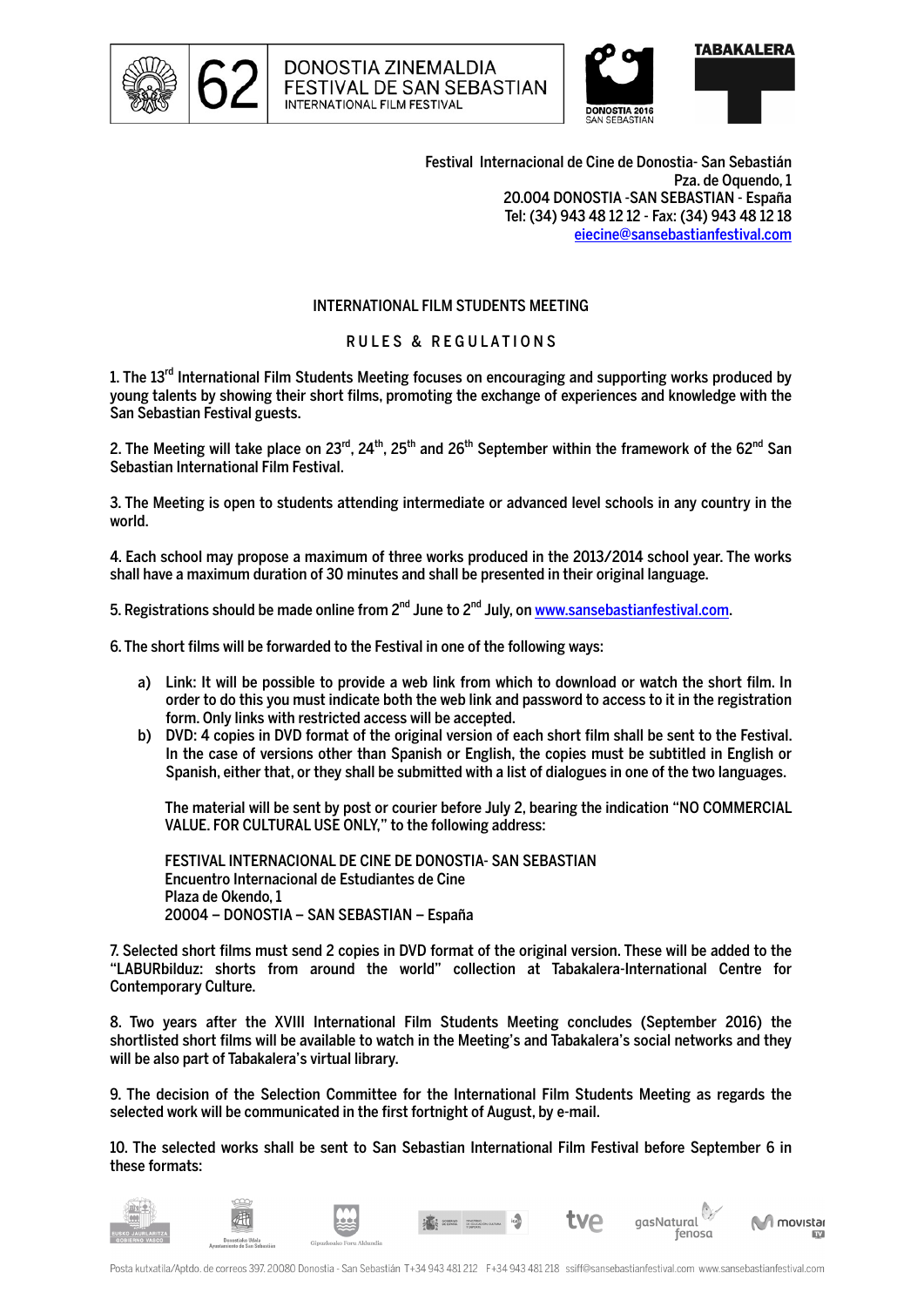62 DONOSTIA ZINEMALDIA FESTIVAL DE SAN SEBASTIAN INTERNATIONAL FILM FESTIVAL

DONOSTIA 2016 SAN SEBASTIAN

TABAKALERA

Festival Internacional de Cine de Donostia- San Sebastián
Pza. de Oquendo, 1
20.004 DONOSTIA -SAN SEBASTIAN - España
Tel: (34) 943 48 12 12 - Fax: (34) 943 48 12 18
eiecine@sansebastianfestival.com

# INTERNATIONAL FILM STUDENTS MEETING

## RULES & REGULATIONS

1. The 13rd International Film Students Meeting focuses on encouraging and supporting works produced by young talents by showing their short films, promoting the exchange of experiences and knowledge with the San Sebastian Festival guests.

2. The Meeting will take place on 23rd, 24th, 25th and 26th September within the framework of the 62nd San Sebastian International Film Festival.

3. The Meeting is open to students attending intermediate or advanced level schools in any country in the world.

4. Each school may propose a maximum of three works produced in the 2013/2014 school year. The works shall have a maximum duration of 30 minutes and shall be presented in their original language.

5. Registrations should be made online from 2nd June to 2nd July, on www.sansebastianfestival.com.

6. The short films will be forwarded to the Festival in one of the following ways:

   a) Link: It will be possible to provide a web link from which to download or watch the short film. In order to do this you must indicate both the web link and password to access to it in the registration form. Only links with restricted access will be accepted.
   b) DVD: 4 copies in DVD format of the original version of each short film shall be sent to the Festival. In the case of versions other than Spanish or English, the copies must be subtitled in English or Spanish, either that, or they shall be submitted with a list of dialogues in one of the two languages.

   The material will be sent by post or courier before July 2, bearing the indication "NO COMMERCIAL VALUE. FOR CULTURAL USE ONLY," to the following address:

   FESTIVAL INTERNACIONAL DE CINE DE DONOSTIA- SAN SEBASTIAN
   Encuentro Internacional de Estudiantes de Cine
   Plaza de Okendo, 1
   20004 – DONOSTIA – SAN SEBASTIAN – España

7. Selected short films must send 2 copies in DVD format of the original version. These will be added to the "LABURbilduz: shorts from around the world" collection at Tabakalera-International Centre for Contemporary Culture.

8. Two years after the XVIII International Film Students Meeting concludes (September 2016) the shortlisted short films will be available to watch in the Meeting's and Tabakalera's social networks and they will be also part of Tabakalera's virtual library.

9. The decision of the Selection Committee for the International Film Students Meeting as regards the selected work will be communicated in the first fortnight of August, by e-mail.

10. The selected works shall be sent to San Sebastian International Film Festival before September 6 in these formats:

Posta kutxatila/Aptdo. de correos 397. 20080 Donostia - San Sebastián T+34 943 481 212 F+34 943 481 218 ssiff@sansebastianfestival.com www.sansebastianfestival.com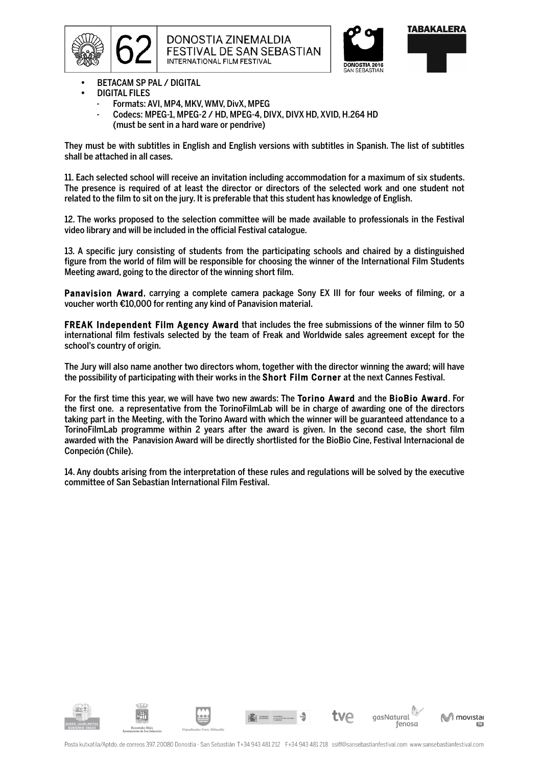- BETACAM SP PAL / DIGITAL
- DIGITAL FILES
  - Formats: AVI, MP4, MKV, WMV, DivX, MPEG
  - Codecs: MPEG-1, MPEG-2 / HD, MPEG-4, DIVX, DIVX HD, XVID, H.264 HD (must be sent in a hard ware or pendrive)

They must be with subtitles in English and English versions with subtitles in Spanish. The list of subtitles shall be attached in all cases.

11. Each selected school will receive an invitation including accommodation for a maximum of six students. The presence is required of at least the director or directors of the selected work and one student not related to the film to sit on the jury. It is preferable that this student has knowledge of English.

12. The works proposed to the selection committee will be made available to professionals in the Festival video library and will be included in the official Festival catalogue.

13. A specific jury consisting of students from the participating schools and chaired by a distinguished figure from the world of film will be responsible for choosing the winner of the International Film Students Meeting award, going to the director of the winning short film.

**Panavision Award**, carrying a complete camera package Sony EX III for four weeks of filming, or a voucher worth €10,000 for renting any kind of Panavision material.

**FREAK Independent Film Agency Award** that includes the free submissions of the winner film to 50 international film festivals selected by the team of Freak and Worldwide sales agreement except for the school's country of origin.

The Jury will also name another two directors whom, together with the director winning the award; will have the possibility of participating with their works in the **Short Film Corner** at the next Cannes Festival.

For the first time this year, we will have two new awards: The **Torino Award** and the **BioBio Award**. For the first one. a representative from the TorinoFilmLab will be in charge of awarding one of the directors taking part in the Meeting, with the Torino Award with which the winner will be guaranteed attendance to a TorinoFilmLab programme within 2 years after the award is given. In the second case, the short film awarded with the Panavision Award will be directly shortlisted for the BioBio Cine, Festival Internacional de Conpeción (Chile).

14. Any doubts arising from the interpretation of these rules and regulations will be solved by the executive committee of San Sebastian International Film Festival.